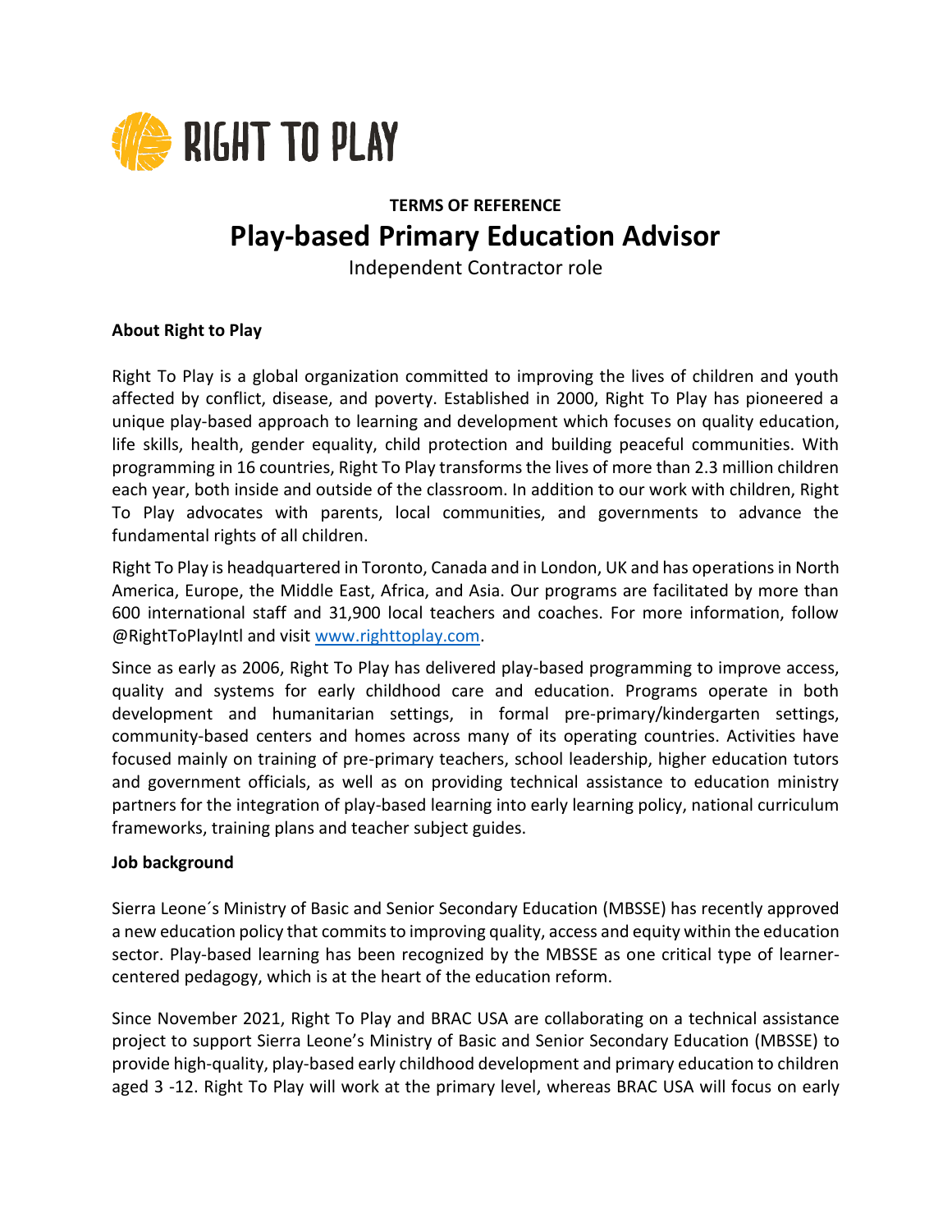RIGHT TO PLAY

**TERMS OF REFERENCE**

# Play-based Primary Education Advisor

Independent Contractor role

**About Right to Play**

Right To Play is a global organization committed to improving the lives of children and youth affected by conflict, disease, and poverty. Established in 2000, Right To Play has pioneered a unique play-based approach to learning and development which focuses on quality education, life skills, health, gender equality, child protection and building peaceful communities. With programming in 16 countries, Right To Play transforms the lives of more than 2.3 million children each year, both inside and outside of the classroom. In addition to our work with children, Right To Play advocates with parents, local communities, and governments to advance the fundamental rights of all children.

Right To Play is headquartered in Toronto, Canada and in London, UK and has operations in North America, Europe, the Middle East, Africa, and Asia. Our programs are facilitated by more than 600 international staff and 31,900 local teachers and coaches. For more information, follow @RightToPlayIntl and visit [www.righttoplay.com](http://www.righttoplay.com).

Since as early as 2006, Right To Play has delivered play-based programming to improve access, quality and systems for early childhood care and education. Programs operate in both development and humanitarian settings, in formal pre-primary/kindergarten settings, community-based centers and homes across many of its operating countries. Activities have focused mainly on training of pre-primary teachers, school leadership, higher education tutors and government officials, as well as on providing technical assistance to education ministry partners for the integration of play-based learning into early learning policy, national curriculum frameworks, training plans and teacher subject guides.

**Job background**

Sierra Leone´s Ministry of Basic and Senior Secondary Education (MBSSE) has recently approved a new education policy that commits to improving quality, access and equity within the education sector. Play-based learning has been recognized by the MBSSE as one critical type of learner-centered pedagogy, which is at the heart of the education reform.

Since November 2021, Right To Play and BRAC USA are collaborating on a technical assistance project to support Sierra Leone's Ministry of Basic and Senior Secondary Education (MBSSE) to provide high-quality, play-based early childhood development and primary education to children aged 3 -12. Right To Play will work at the primary level, whereas BRAC USA will focus on early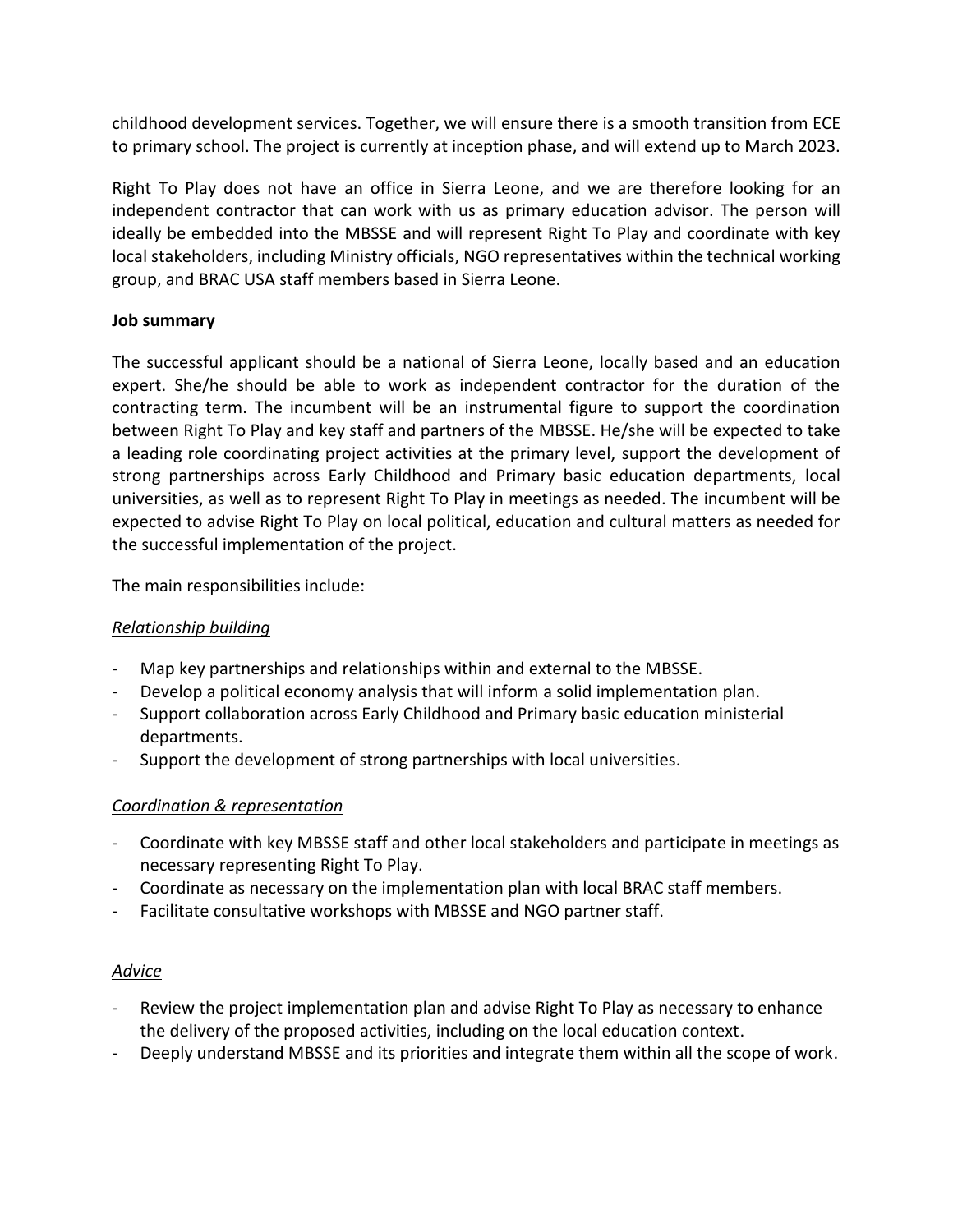childhood development services. Together, we will ensure there is a smooth transition from ECE to primary school. The project is currently at inception phase, and will extend up to March 2023.

Right To Play does not have an office in Sierra Leone, and we are therefore looking for an independent contractor that can work with us as primary education advisor. The person will ideally be embedded into the MBSSE and will represent Right To Play and coordinate with key local stakeholders, including Ministry officials, NGO representatives within the technical working group, and BRAC USA staff members based in Sierra Leone.

**Job summary**

The successful applicant should be a national of Sierra Leone, locally based and an education expert. She/he should be able to work as independent contractor for the duration of the contracting term. The incumbent will be an instrumental figure to support the coordination between Right To Play and key staff and partners of the MBSSE. He/she will be expected to take a leading role coordinating project activities at the primary level, support the development of strong partnerships across Early Childhood and Primary basic education departments, local universities, as well as to represent Right To Play in meetings as needed. The incumbent will be expected to advise Right To Play on local political, education and cultural matters as needed for the successful implementation of the project.

The main responsibilities include:

*Relationship building*

- Map key partnerships and relationships within and external to the MBSSE.
- Develop a political economy analysis that will inform a solid implementation plan.
- Support collaboration across Early Childhood and Primary basic education ministerial departments.
- Support the development of strong partnerships with local universities.

*Coordination & representation*

- Coordinate with key MBSSE staff and other local stakeholders and participate in meetings as necessary representing Right To Play.
- Coordinate as necessary on the implementation plan with local BRAC staff members.
- Facilitate consultative workshops with MBSSE and NGO partner staff.

*Advice*

- Review the project implementation plan and advise Right To Play as necessary to enhance the delivery of the proposed activities, including on the local education context.
- Deeply understand MBSSE and its priorities and integrate them within all the scope of work.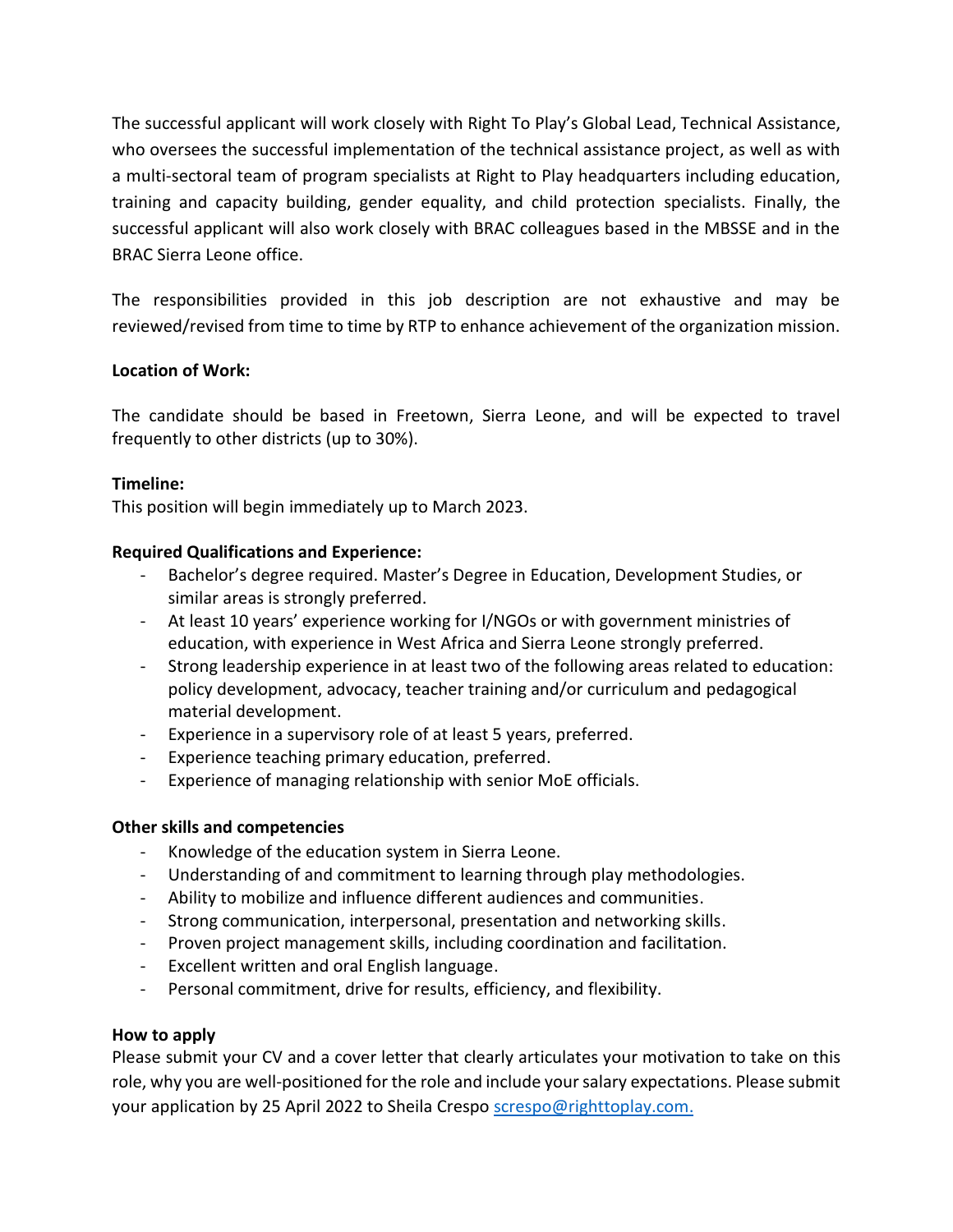The successful applicant will work closely with Right To Play's Global Lead, Technical Assistance, who oversees the successful implementation of the technical assistance project, as well as with a multi-sectoral team of program specialists at Right to Play headquarters including education, training and capacity building, gender equality, and child protection specialists. Finally, the successful applicant will also work closely with BRAC colleagues based in the MBSSE and in the BRAC Sierra Leone office.

The responsibilities provided in this job description are not exhaustive and may be reviewed/revised from time to time by RTP to enhance achievement of the organization mission.

**Location of Work:**

The candidate should be based in Freetown, Sierra Leone, and will be expected to travel frequently to other districts (up to 30%).

**Timeline:**
This position will begin immediately up to March 2023.

**Required Qualifications and Experience:**

- Bachelor's degree required. Master's Degree in Education, Development Studies, or similar areas is strongly preferred.
- At least 10 years' experience working for I/NGOs or with government ministries of education, with experience in West Africa and Sierra Leone strongly preferred.
- Strong leadership experience in at least two of the following areas related to education: policy development, advocacy, teacher training and/or curriculum and pedagogical material development.
- Experience in a supervisory role of at least 5 years, preferred.
- Experience teaching primary education, preferred.
- Experience of managing relationship with senior MoE officials.

**Other skills and competencies**

- Knowledge of the education system in Sierra Leone.
- Understanding of and commitment to learning through play methodologies.
- Ability to mobilize and influence different audiences and communities.
- Strong communication, interpersonal, presentation and networking skills.
- Proven project management skills, including coordination and facilitation.
- Excellent written and oral English language.
- Personal commitment, drive for results, efficiency, and flexibility.

**How to apply**
Please submit your CV and a cover letter that clearly articulates your motivation to take on this role, why you are well-positioned for the role and include your salary expectations. Please submit your application by 25 April 2022 to Sheila Crespo screspo@righttoplay.com.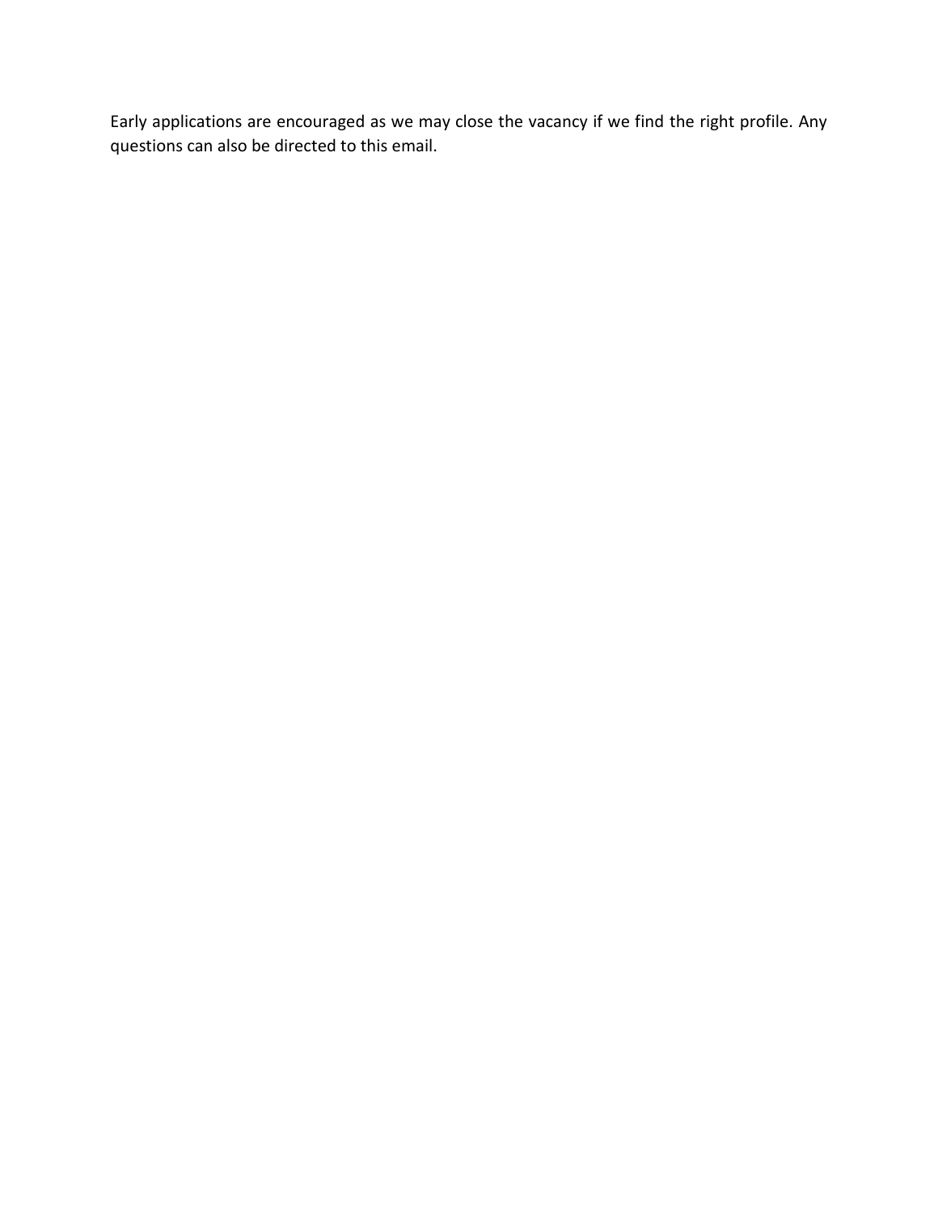Early applications are encouraged as we may close the vacancy if we find the right profile. Any questions can also be directed to this email.